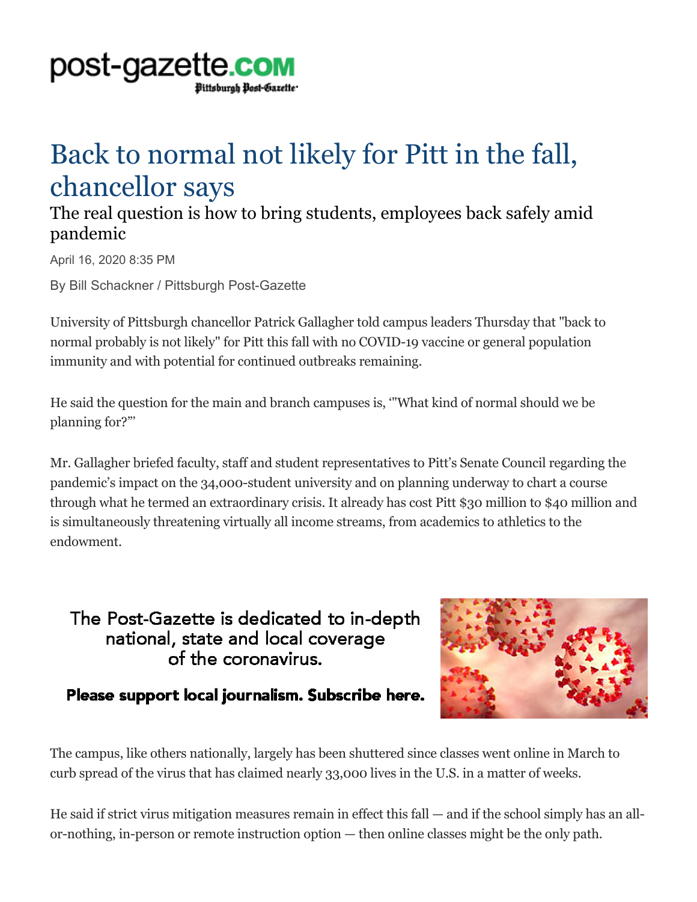post-gazette.com
Pittsburgh Post-Gazette

# Back to normal not likely for Pitt in the fall, chancellor says

## The real question is how to bring students, employees back safely amid pandemic

April 16, 2020 8:35 PM

By Bill Schackner / Pittsburgh Post-Gazette

University of Pittsburgh chancellor Patrick Gallagher told campus leaders Thursday that "back to normal probably is not likely" for Pitt this fall with no COVID-19 vaccine or general population immunity and with potential for continued outbreaks remaining.

He said the question for the main and branch campuses is, '"What kind of normal should we be planning for?"'

Mr. Gallagher briefed faculty, staff and student representatives to Pitt's Senate Council regarding the pandemic's impact on the 34,000-student university and on planning underway to chart a course through what he termed an extraordinary crisis. It already has cost Pitt $30 million to $40 million and is simultaneously threatening virtually all income streams, from academics to athletics to the endowment.

The Post-Gazette is dedicated to in-depth national, state and local coverage of the coronavirus.

**Please support local journalism. Subscribe here.**

The campus, like others nationally, largely has been shuttered since classes went online in March to curb spread of the virus that has claimed nearly 33,000 lives in the U.S. in a matter of weeks.

He said if strict virus mitigation measures remain in effect this fall — and if the school simply has an all-or-nothing, in-person or remote instruction option — then online classes might be the only path.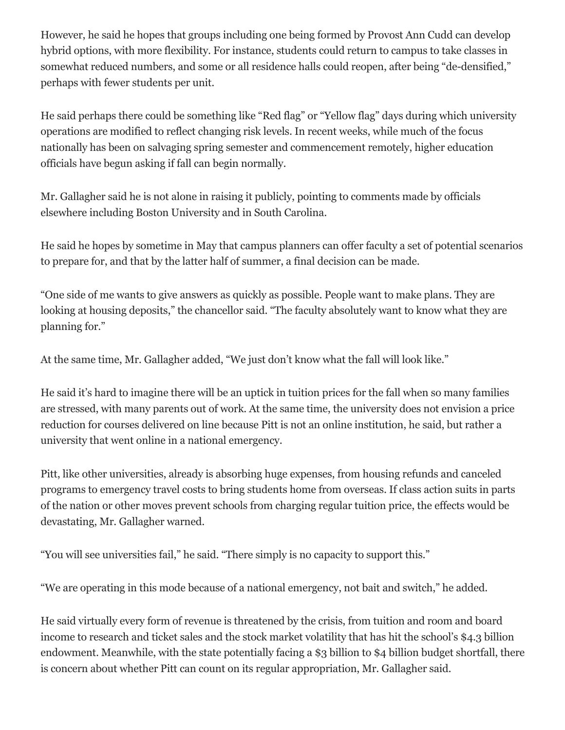However, he said he hopes that groups including one being formed by Provost Ann Cudd can develop hybrid options, with more flexibility. For instance, students could return to campus to take classes in somewhat reduced numbers, and some or all residence halls could reopen, after being "de-densified," perhaps with fewer students per unit.

He said perhaps there could be something like "Red flag" or "Yellow flag" days during which university operations are modified to reflect changing risk levels. In recent weeks, while much of the focus nationally has been on salvaging spring semester and commencement remotely, higher education officials have begun asking if fall can begin normally.

Mr. Gallagher said he is not alone in raising it publicly, pointing to comments made by officials elsewhere including Boston University and in South Carolina.

He said he hopes by sometime in May that campus planners can offer faculty a set of potential scenarios to prepare for, and that by the latter half of summer, a final decision can be made.

"One side of me wants to give answers as quickly as possible. People want to make plans. They are looking at housing deposits," the chancellor said. "The faculty absolutely want to know what they are planning for."

At the same time, Mr. Gallagher added, "We just don't know what the fall will look like."

He said it's hard to imagine there will be an uptick in tuition prices for the fall when so many families are stressed, with many parents out of work. At the same time, the university does not envision a price reduction for courses delivered on line because Pitt is not an online institution, he said, but rather a university that went online in a national emergency.

Pitt, like other universities, already is absorbing huge expenses, from housing refunds and canceled programs to emergency travel costs to bring students home from overseas. If class action suits in parts of the nation or other moves prevent schools from charging regular tuition price, the effects would be devastating, Mr. Gallagher warned.

"You will see universities fail," he said. "There simply is no capacity to support this."

"We are operating in this mode because of a national emergency, not bait and switch," he added.

He said virtually every form of revenue is threatened by the crisis, from tuition and room and board income to research and ticket sales and the stock market volatility that has hit the school's $4.3 billion endowment. Meanwhile, with the state potentially facing a $3 billion to $4 billion budget shortfall, there is concern about whether Pitt can count on its regular appropriation, Mr. Gallagher said.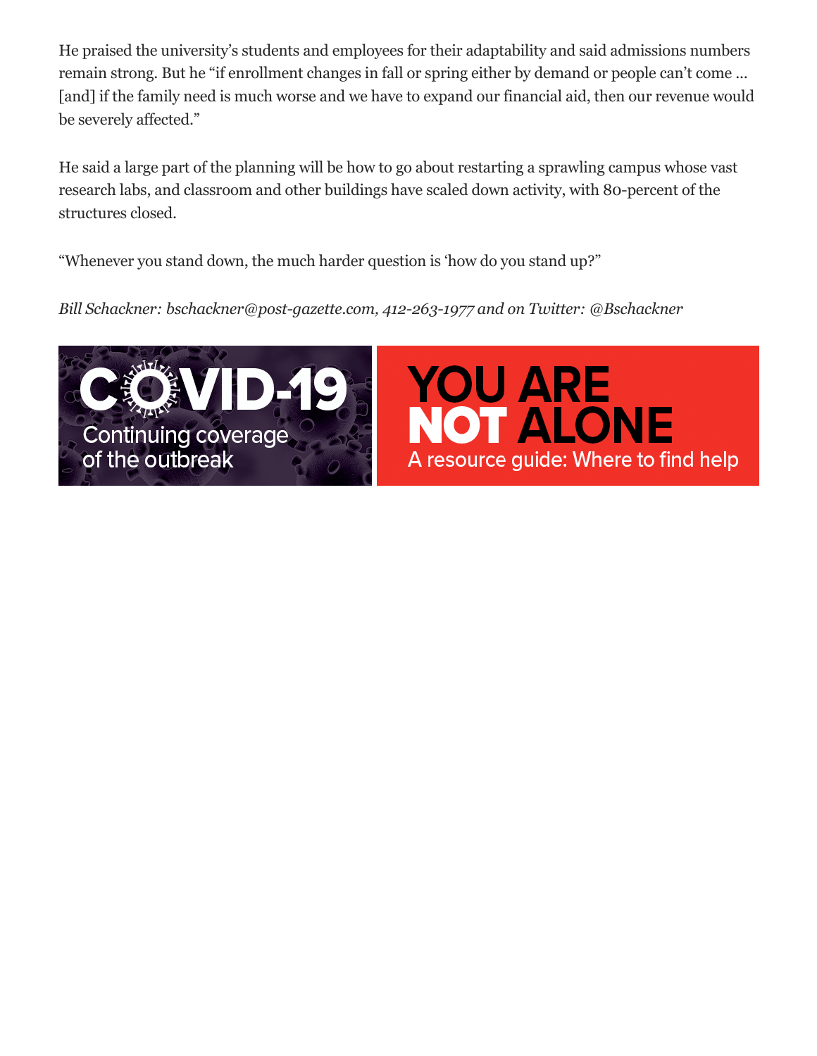He praised the university's students and employees for their adaptability and said admissions numbers remain strong. But he "if enrollment changes in fall or spring either by demand or people can't come ... [and] if the family need is much worse and we have to expand our financial aid, then our revenue would be severely affected."

He said a large part of the planning will be how to go about restarting a sprawling campus whose vast research labs, and classroom and other buildings have scaled down activity, with 80-percent of the structures closed.

"Whenever you stand down, the much harder question is 'how do you stand up?"

*Bill Schackner: bschackner@post-gazette.com, 412-263-1977 and on Twitter: @Bschackner*

COVID-19
Continuing coverage of the outbreak

YOU ARE NOT ALONE
A resource guide: Where to find help